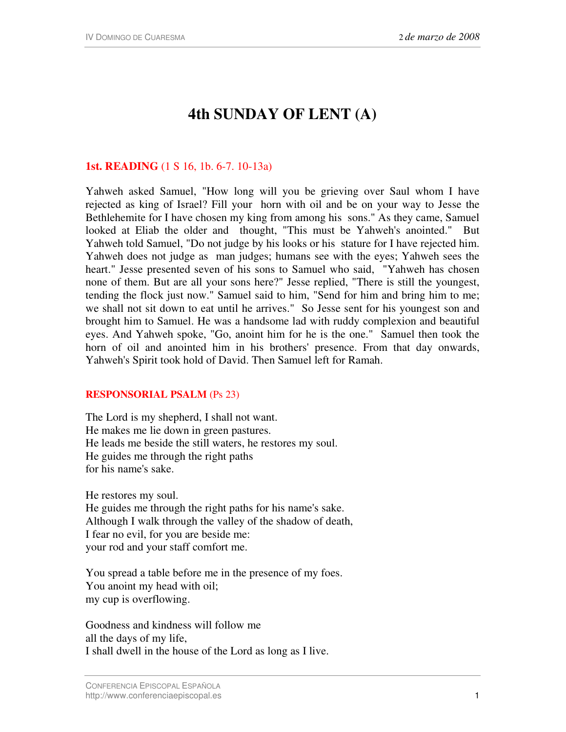# 4th SUNDAY OF LENT (A)

**1st. READING** (1 S 16, 1b. 6-7. 10-13a)

Yahweh asked Samuel, "How long will you be grieving over Saul whom I have rejected as king of Israel? Fill your horn with oil and be on your way to Jesse the Bethlehemite for I have chosen my king from among his sons." As they came, Samuel looked at Eliab the older and thought, "This must be Yahweh's anointed." But Yahweh told Samuel, "Do not judge by his looks or his stature for I have rejected him. Yahweh does not judge as man judges; humans see with the eyes; Yahweh sees the heart." Jesse presented seven of his sons to Samuel who said, "Yahweh has chosen none of them. But are all your sons here?" Jesse replied, "There is still the youngest, tending the flock just now." Samuel said to him, "Send for him and bring him to me; we shall not sit down to eat until he arrives." So Jesse sent for his youngest son and brought him to Samuel. He was a handsome lad with ruddy complexion and beautiful eyes. And Yahweh spoke, "Go, anoint him for he is the one." Samuel then took the horn of oil and anointed him in his brothers' presence. From that day onwards, Yahweh's Spirit took hold of David. Then Samuel left for Ramah.

**RESPONSORIAL PSALM** (Ps 23)

The Lord is my shepherd, I shall not want.
He makes me lie down in green pastures.
He leads me beside the still waters, he restores my soul.
He guides me through the right paths
for his name's sake.

He restores my soul.
He guides me through the right paths for his name's sake.
Although I walk through the valley of the shadow of death,
I fear no evil, for you are beside me:
your rod and your staff comfort me.

You spread a table before me in the presence of my foes.
You anoint my head with oil;
my cup is overflowing.

Goodness and kindness will follow me
all the days of my life,
I shall dwell in the house of the Lord as long as I live.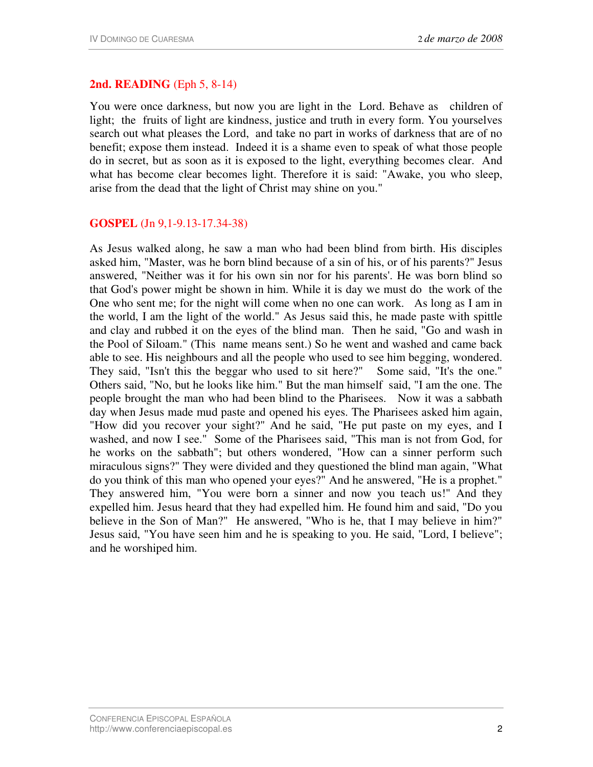## **2nd. READING** (Eph 5, 8-14)

You were once darkness, but now you are light in the Lord. Behave as children of light; the fruits of light are kindness, justice and truth in every form. You yourselves search out what pleases the Lord, and take no part in works of darkness that are of no benefit; expose them instead. Indeed it is a shame even to speak of what those people do in secret, but as soon as it is exposed to the light, everything becomes clear. And what has become clear becomes light. Therefore it is said: "Awake, you who sleep, arise from the dead that the light of Christ may shine on you."

## **GOSPEL** (Jn 9,1-9.13-17.34-38)

As Jesus walked along, he saw a man who had been blind from birth. His disciples asked him, "Master, was he born blind because of a sin of his, or of his parents?" Jesus answered, "Neither was it for his own sin nor for his parents'. He was born blind so that God's power might be shown in him. While it is day we must do the work of the One who sent me; for the night will come when no one can work. As long as I am in the world, I am the light of the world." As Jesus said this, he made paste with spittle and clay and rubbed it on the eyes of the blind man. Then he said, "Go and wash in the Pool of Siloam." (This name means sent.) So he went and washed and came back able to see. His neighbours and all the people who used to see him begging, wondered. They said, "Isn't this the beggar who used to sit here?" Some said, "It's the one." Others said, "No, but he looks like him." But the man himself said, "I am the one. The people brought the man who had been blind to the Pharisees. Now it was a sabbath day when Jesus made mud paste and opened his eyes. The Pharisees asked him again, "How did you recover your sight?" And he said, "He put paste on my eyes, and I washed, and now I see." Some of the Pharisees said, "This man is not from God, for he works on the sabbath"; but others wondered, "How can a sinner perform such miraculous signs?" They were divided and they questioned the blind man again, "What do you think of this man who opened your eyes?" And he answered, "He is a prophet." They answered him, "You were born a sinner and now you teach us!" And they expelled him. Jesus heard that they had expelled him. He found him and said, "Do you believe in the Son of Man?" He answered, "Who is he, that I may believe in him?" Jesus said, "You have seen him and he is speaking to you. He said, "Lord, I believe"; and he worshiped him.